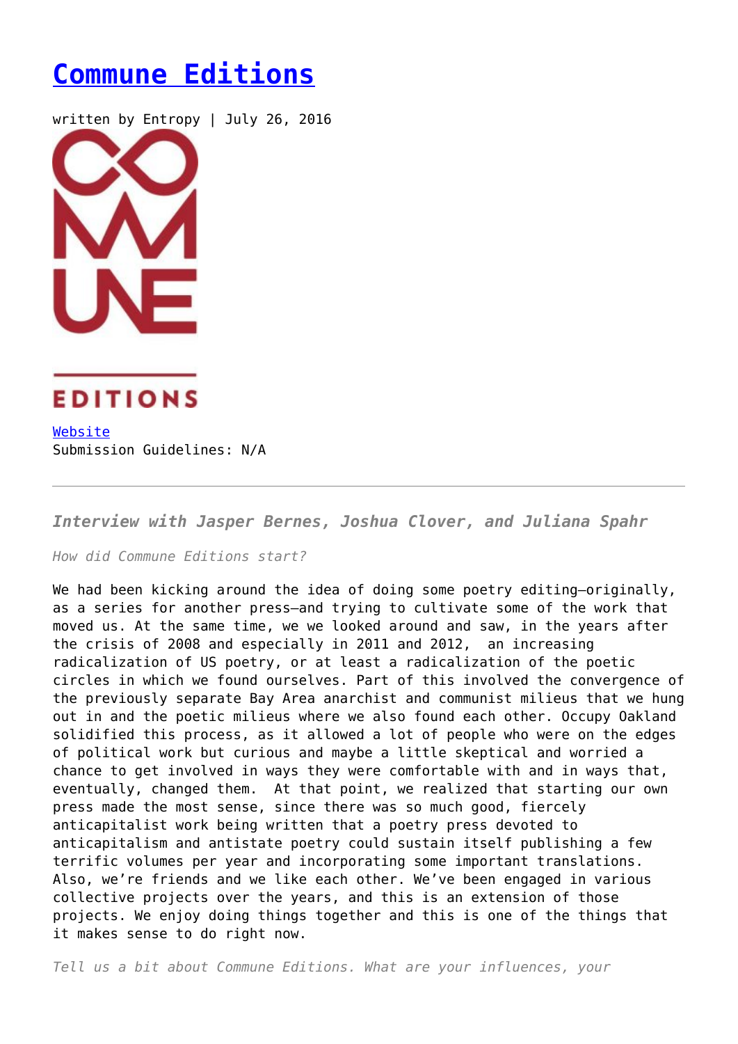# [Commune Editions]()

written by Entropy | July 26, 2016

COMMUNE EDITIONS

[Website]()
Submission Guidelines: N/A

---

### *Interview with Jasper Bernes, Joshua Clover, and Juliana Spahr*

*How did Commune Editions start?*

We had been kicking around the idea of doing some poetry editing—originally, as a series for another press—and trying to cultivate some of the work that moved us. At the same time, we we looked around and saw, in the years after the crisis of 2008 and especially in 2011 and 2012, an increasing radicalization of US poetry, or at least a radicalization of the poetic circles in which we found ourselves. Part of this involved the convergence of the previously separate Bay Area anarchist and communist milieus that we hung out in and the poetic milieus where we also found each other. Occupy Oakland solidified this process, as it allowed a lot of people who were on the edges of political work but curious and maybe a little skeptical and worried a chance to get involved in ways they were comfortable with and in ways that, eventually, changed them. At that point, we realized that starting our own press made the most sense, since there was so much good, fiercely anticapitalist work being written that a poetry press devoted to anticapitalism and antistate poetry could sustain itself publishing a few terrific volumes per year and incorporating some important translations. Also, we're friends and we like each other. We've been engaged in various collective projects over the years, and this is an extension of those projects. We enjoy doing things together and this is one of the things that it makes sense to do right now.

*Tell us a bit about Commune Editions. What are your influences, your*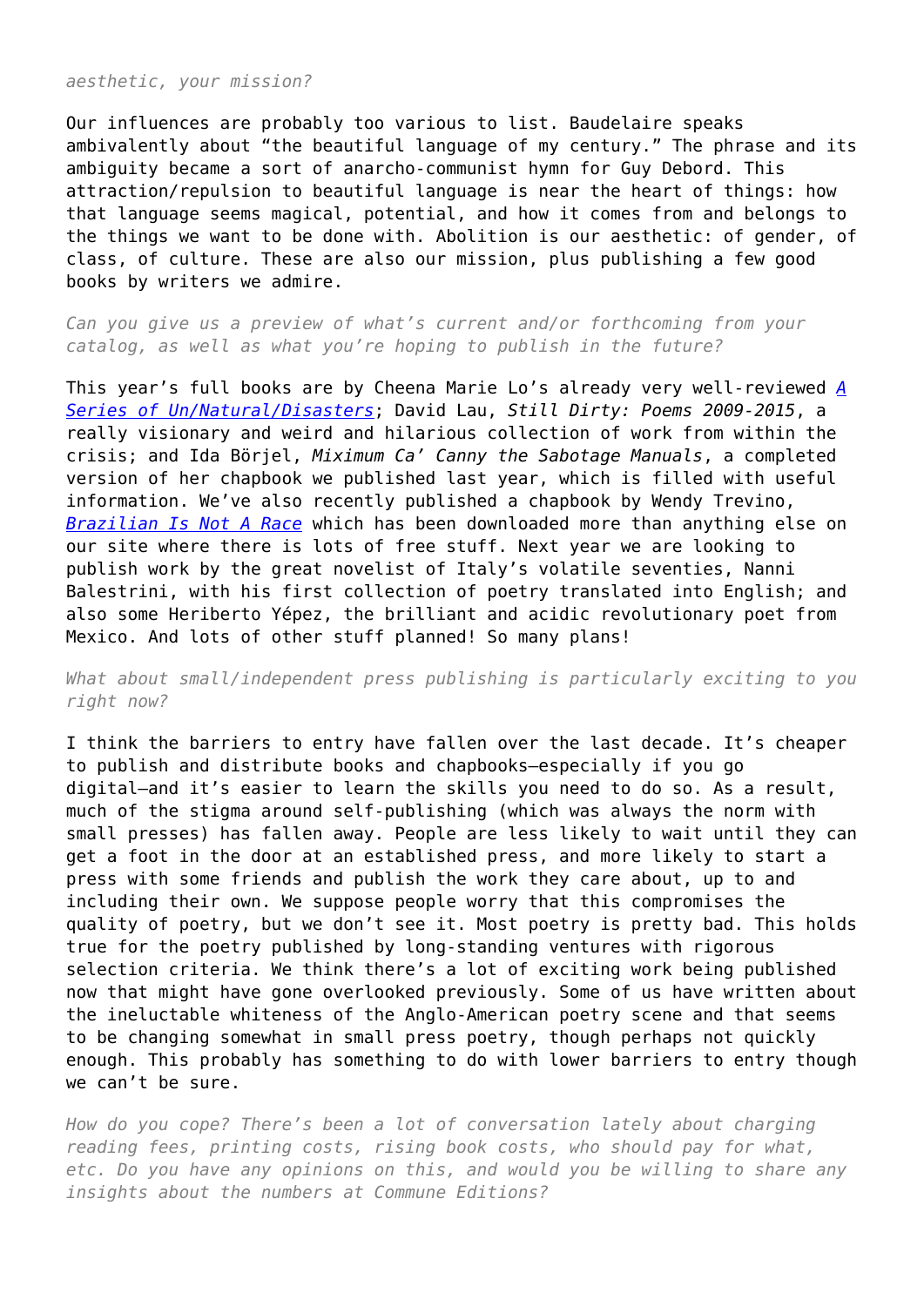*aesthetic, your mission?*

Our influences are probably too various to list. Baudelaire speaks ambivalently about "the beautiful language of my century." The phrase and its ambiguity became a sort of anarcho-communist hymn for Guy Debord. This attraction/repulsion to beautiful language is near the heart of things: how that language seems magical, potential, and how it comes from and belongs to the things we want to be done with. Abolition is our aesthetic: of gender, of class, of culture. These are also our mission, plus publishing a few good books by writers we admire.

*Can you give us a preview of what's current and/or forthcoming from your catalog, as well as what you're hoping to publish in the future?*

This year's full books are by Cheena Marie Lo's already very well-reviewed *A Series of Un/Natural/Disasters*; David Lau, *Still Dirty: Poems 2009-2015*, a really visionary and weird and hilarious collection of work from within the crisis; and Ida Börjel, *Miximum Ca' Canny the Sabotage Manuals*, a completed version of her chapbook we published last year, which is filled with useful information. We've also recently published a chapbook by Wendy Trevino, *Brazilian Is Not A Race* which has been downloaded more than anything else on our site where there is lots of free stuff. Next year we are looking to publish work by the great novelist of Italy's volatile seventies, Nanni Balestrini, with his first collection of poetry translated into English; and also some Heriberto Yépez, the brilliant and acidic revolutionary poet from Mexico. And lots of other stuff planned! So many plans!

*What about small/independent press publishing is particularly exciting to you right now?*

I think the barriers to entry have fallen over the last decade. It's cheaper to publish and distribute books and chapbooks—especially if you go digital—and it's easier to learn the skills you need to do so. As a result, much of the stigma around self-publishing (which was always the norm with small presses) has fallen away. People are less likely to wait until they can get a foot in the door at an established press, and more likely to start a press with some friends and publish the work they care about, up to and including their own. We suppose people worry that this compromises the quality of poetry, but we don't see it. Most poetry is pretty bad. This holds true for the poetry published by long-standing ventures with rigorous selection criteria. We think there's a lot of exciting work being published now that might have gone overlooked previously. Some of us have written about the ineluctable whiteness of the Anglo-American poetry scene and that seems to be changing somewhat in small press poetry, though perhaps not quickly enough. This probably has something to do with lower barriers to entry though we can't be sure.

*How do you cope? There's been a lot of conversation lately about charging reading fees, printing costs, rising book costs, who should pay for what, etc. Do you have any opinions on this, and would you be willing to share any insights about the numbers at Commune Editions?*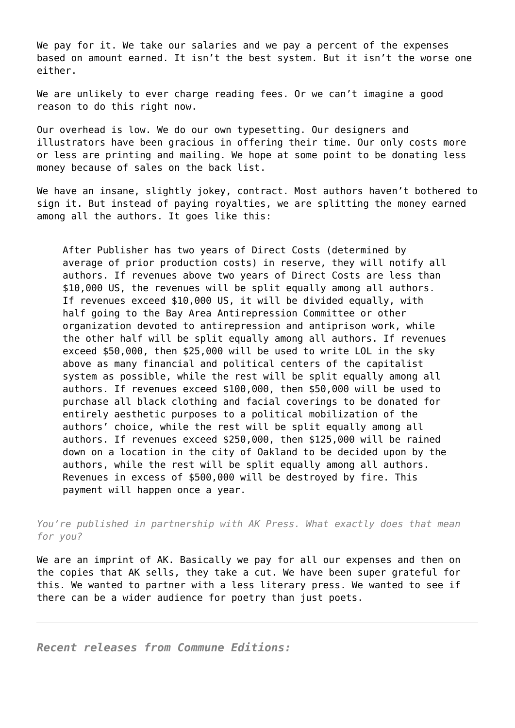We pay for it. We take our salaries and we pay a percent of the expenses based on amount earned. It isn't the best system. But it isn't the worse one either.

We are unlikely to ever charge reading fees. Or we can't imagine a good reason to do this right now.

Our overhead is low. We do our own typesetting. Our designers and illustrators have been gracious in offering their time. Our only costs more or less are printing and mailing. We hope at some point to be donating less money because of sales on the back list.

We have an insane, slightly jokey, contract. Most authors haven't bothered to sign it. But instead of paying royalties, we are splitting the money earned among all the authors. It goes like this:

> After Publisher has two years of Direct Costs (determined by average of prior production costs) in reserve, they will notify all authors. If revenues above two years of Direct Costs are less than $10,000 US, the revenues will be split equally among all authors. If revenues exceed $10,000 US, it will be divided equally, with half going to the Bay Area Antirepression Committee or other organization devoted to antirepression and antiprison work, while the other half will be split equally among all authors. If revenues exceed $50,000, then $25,000 will be used to write LOL in the sky above as many financial and political centers of the capitalist system as possible, while the rest will be split equally among all authors. If revenues exceed $100,000, then $50,000 will be used to purchase all black clothing and facial coverings to be donated for entirely aesthetic purposes to a political mobilization of the authors' choice, while the rest will be split equally among all authors. If revenues exceed $250,000, then $125,000 will be rained down on a location in the city of Oakland to be decided upon by the authors, while the rest will be split equally among all authors. Revenues in excess of $500,000 will be destroyed by fire. This payment will happen once a year.

*You're published in partnership with AK Press. What exactly does that mean for you?*

We are an imprint of AK. Basically we pay for all our expenses and then on the copies that AK sells, they take a cut. We have been super grateful for this. We wanted to partner with a less literary press. We wanted to see if there can be a wider audience for poetry than just poets.

---

***Recent releases from Commune Editions:***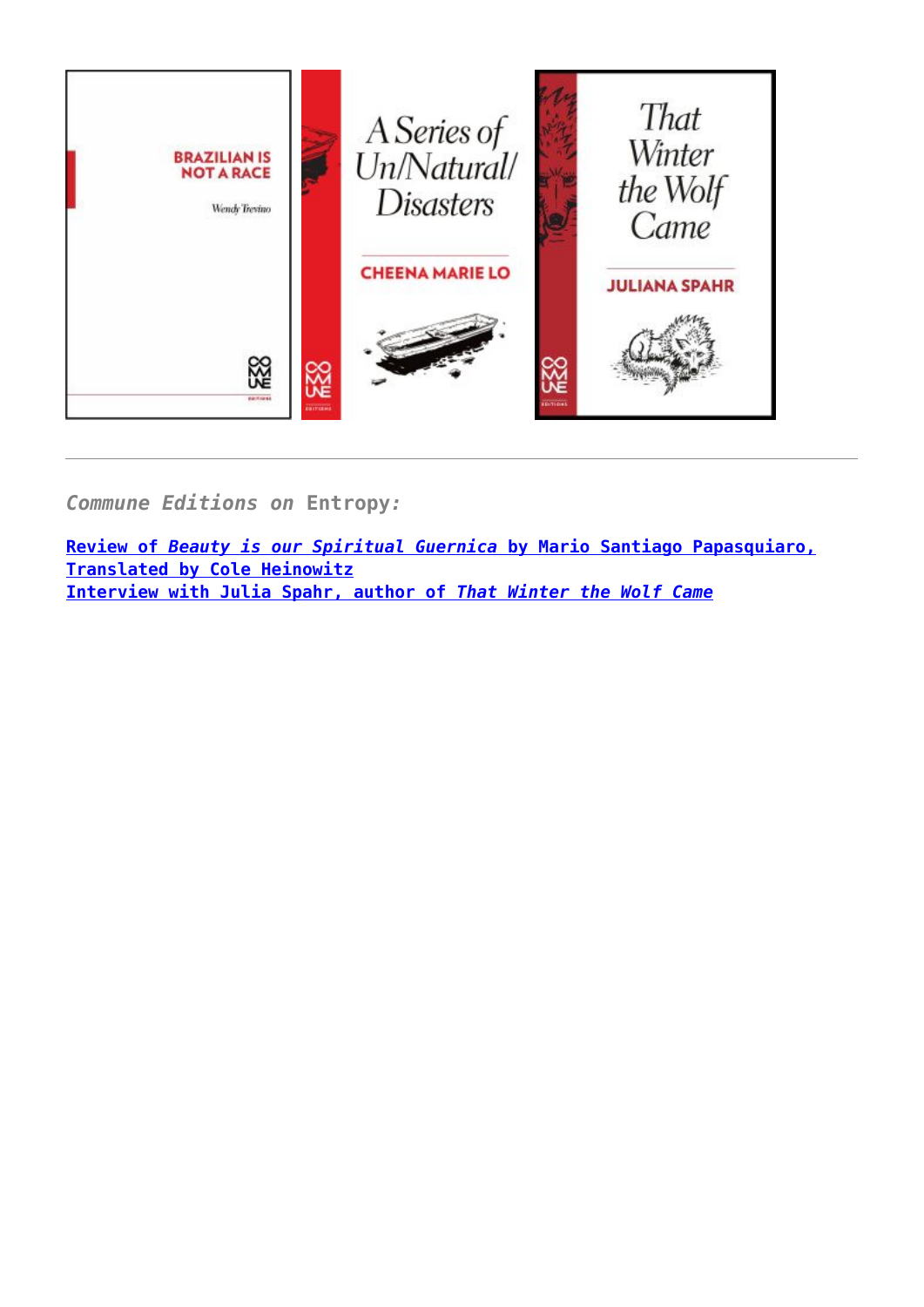*Commune Editions on* **Entropy***:*

[Review of *Beauty is our Spiritual Guernica* by Mario Santiago Papasquiaro, Translated by Cole Heinowitz]()
[Interview with Julia Spahr, author of *That Winter the Wolf Came*]()